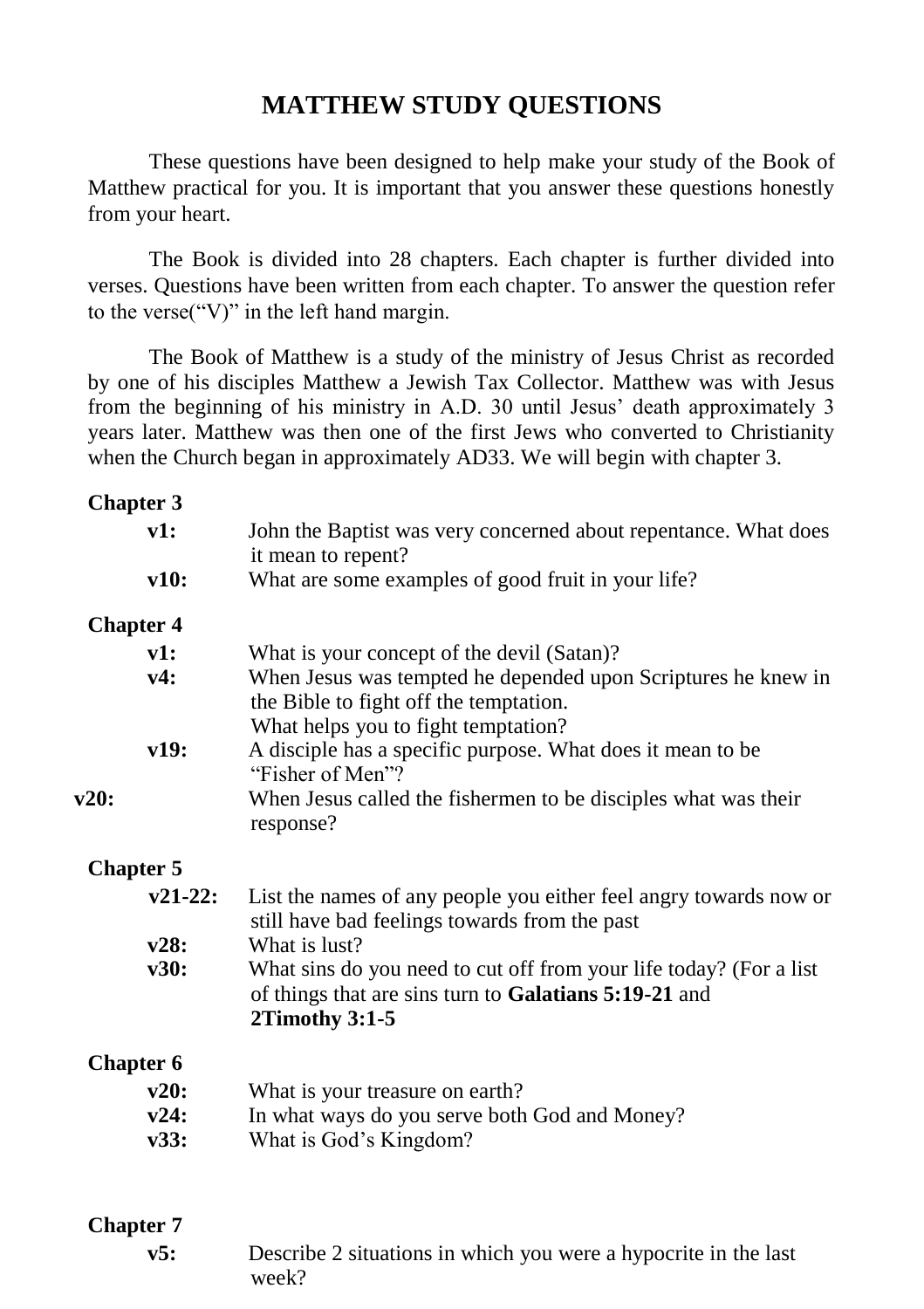# MATTHEW STUDY QUESTIONS

These questions have been designed to help make your study of the Book of Matthew practical for you. It is important that you answer these questions honestly from your heart.

The Book is divided into 28 chapters. Each chapter is further divided into verses. Questions have been written from each chapter. To answer the question refer to the verse(“V)” in the left hand margin.

The Book of Matthew is a study of the ministry of Jesus Christ as recorded by one of his disciples Matthew a Jewish Tax Collector. Matthew was with Jesus from the beginning of his ministry in A.D. 30 until Jesus’ death approximately 3 years later. Matthew was then one of the first Jews who converted to Christianity when the Church began in approximately AD33. We will begin with chapter 3.

**Chapter 3**

**v1:** John the Baptist was very concerned about repentance. What does it mean to repent?

**v10:** What are some examples of good fruit in your life?

**Chapter 4**

**v1:** What is your concept of the devil (Satan)?

**v4:** When Jesus was tempted he depended upon Scriptures he knew in the Bible to fight off the temptation.
What helps you to fight temptation?

**v19:** A disciple has a specific purpose. What does it mean to be “Fisher of Men”?

**v20:** When Jesus called the fishermen to be disciples what was their response?

**Chapter 5**

**v21-22:** List the names of any people you either feel angry towards now or still have bad feelings towards from the past

**v28:** What is lust?

**v30:** What sins do you need to cut off from your life today? (For a list of things that are sins turn to **Galatians 5:19-21** and **2Timothy 3:1-5**

**Chapter 6**

**v20:** What is your treasure on earth?

**v24:** In what ways do you serve both God and Money?

**v33:** What is God’s Kingdom?

**Chapter 7**

**v5:** Describe 2 situations in which you were a hypocrite in the last week?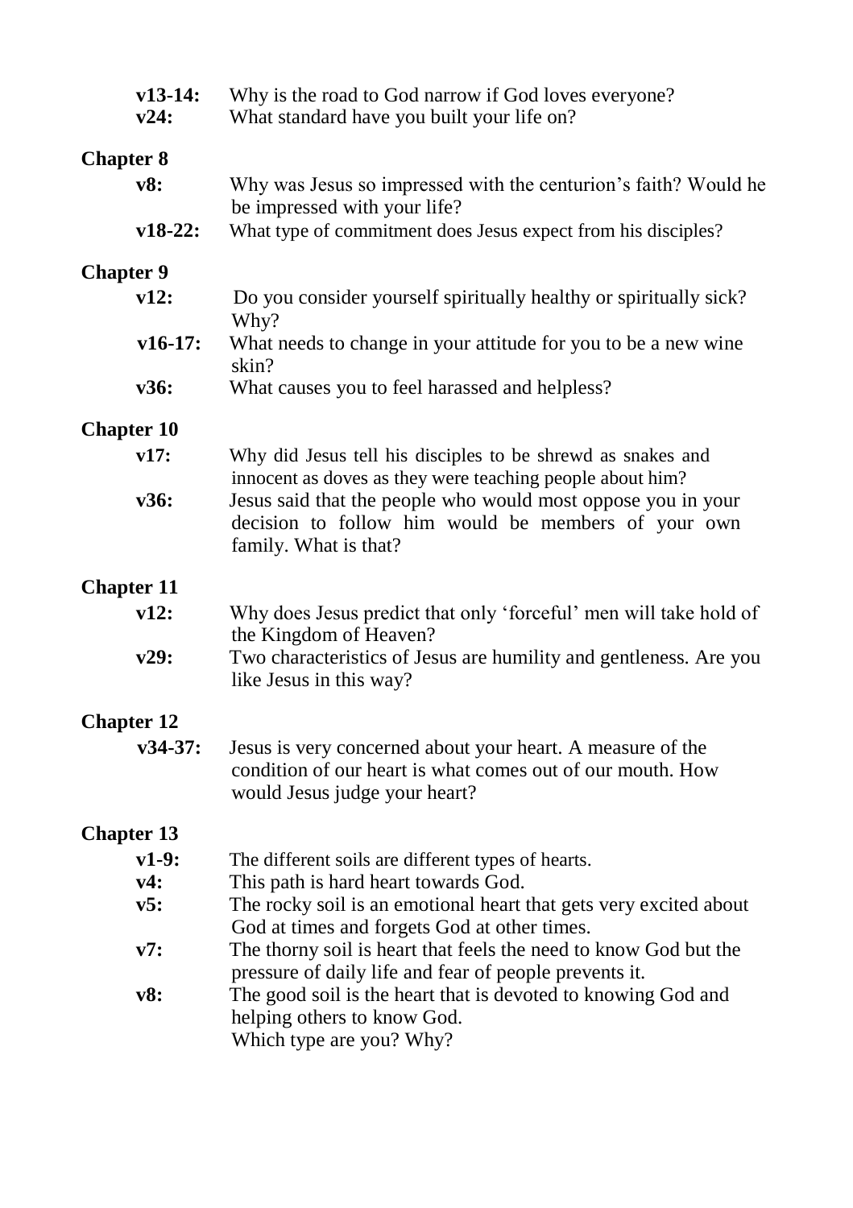**v13-14:** Why is the road to God narrow if God loves everyone?
**v24:** What standard have you built your life on?

## Chapter 8

**v8:** Why was Jesus so impressed with the centurion's faith? Would he be impressed with your life?
**v18-22:** What type of commitment does Jesus expect from his disciples?

## Chapter 9

**v12:** Do you consider yourself spiritually healthy or spiritually sick? Why?
**v16-17:** What needs to change in your attitude for you to be a new wine skin?
**v36:** What causes you to feel harassed and helpless?

## Chapter 10

**v17:** Why did Jesus tell his disciples to be shrewd as snakes and innocent as doves as they were teaching people about him?
**v36:** Jesus said that the people who would most oppose you in your decision to follow him would be members of your own family. What is that?

## Chapter 11

**v12:** Why does Jesus predict that only 'forceful' men will take hold of the Kingdom of Heaven?
**v29:** Two characteristics of Jesus are humility and gentleness. Are you like Jesus in this way?

## Chapter 12

**v34-37:** Jesus is very concerned about your heart. A measure of the condition of our heart is what comes out of our mouth. How would Jesus judge your heart?

## Chapter 13

**v1-9:** The different soils are different types of hearts.
**v4:** This path is hard heart towards God.
**v5:** The rocky soil is an emotional heart that gets very excited about God at times and forgets God at other times.
**v7:** The thorny soil is heart that feels the need to know God but the pressure of daily life and fear of people prevents it.
**v8:** The good soil is the heart that is devoted to knowing God and helping others to know God.
Which type are you? Why?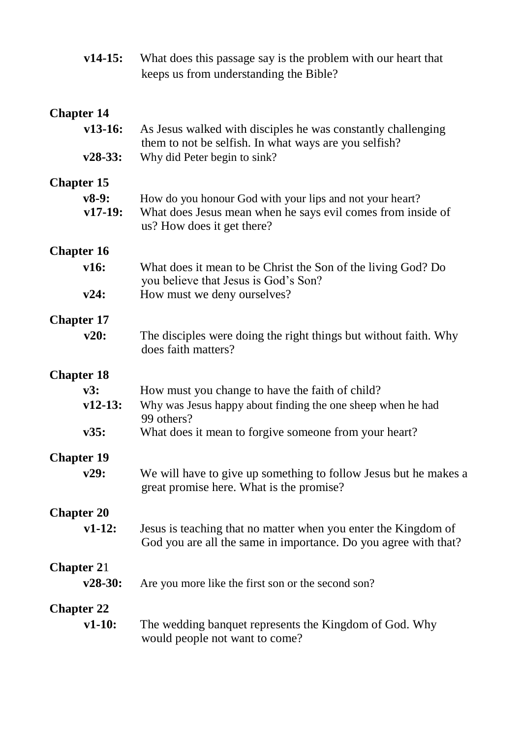**v14-15:** What does this passage say is the problem with our heart that keeps us from understanding the Bible?

## Chapter 14

**v13-16:** As Jesus walked with disciples he was constantly challenging them to not be selfish. In what ways are you selfish?

**v28-33:** Why did Peter begin to sink?

## Chapter 15

**v8-9:** How do you honour God with your lips and not your heart?

**v17-19:** What does Jesus mean when he says evil comes from inside of us? How does it get there?

## Chapter 16

**v16:** What does it mean to be Christ the Son of the living God? Do you believe that Jesus is God's Son?

**v24:** How must we deny ourselves?

## Chapter 17

**v20:** The disciples were doing the right things but without faith. Why does faith matters?

## Chapter 18

**v3:** How must you change to have the faith of child?

**v12-13:** Why was Jesus happy about finding the one sheep when he had 99 others?

**v35:** What does it mean to forgive someone from your heart?

## Chapter 19

**v29:** We will have to give up something to follow Jesus but he makes a great promise here. What is the promise?

## Chapter 20

**v1-12:** Jesus is teaching that no matter when you enter the Kingdom of God you are all the same in importance. Do you agree with that?

## Chapter 21

**v28-30:** Are you more like the first son or the second son?

## Chapter 22

**v1-10:** The wedding banquet represents the Kingdom of God. Why would people not want to come?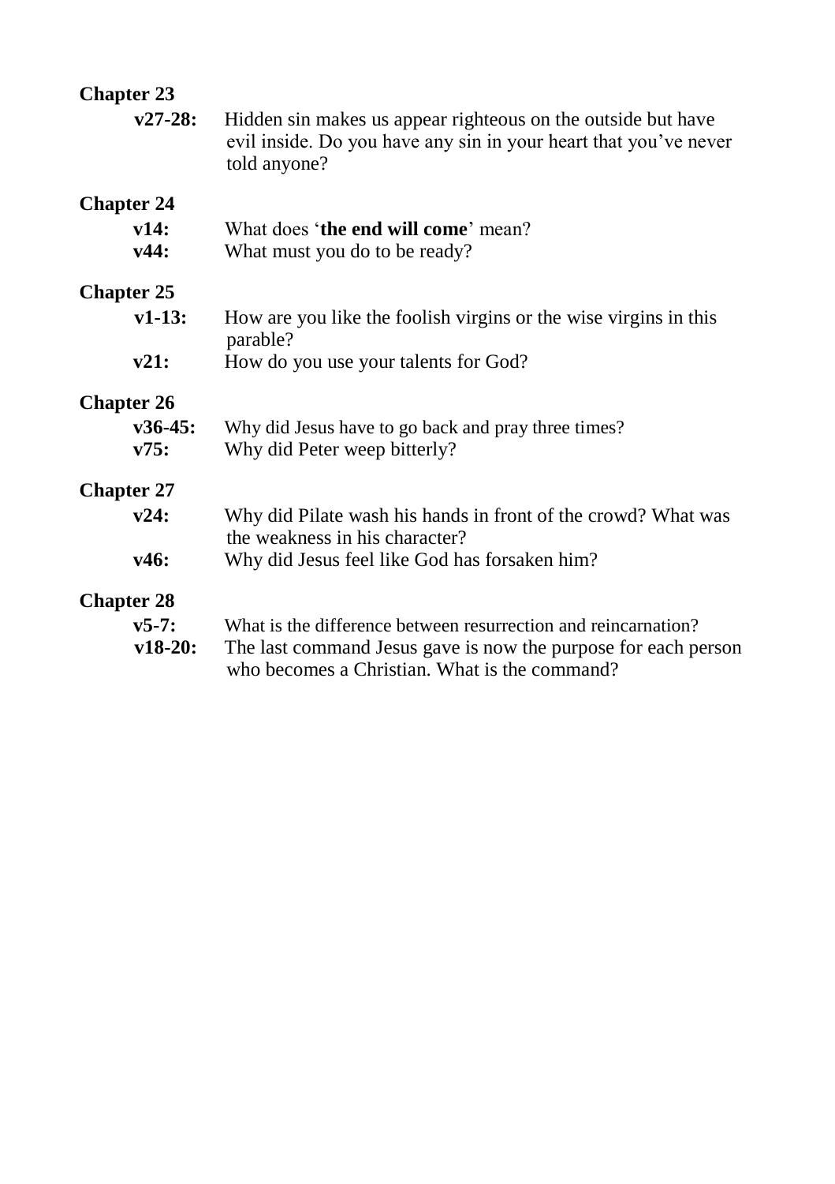**Chapter 23**

**v27-28:** Hidden sin makes us appear righteous on the outside but have evil inside. Do you have any sin in your heart that you've never told anyone?

**Chapter 24**

**v14:** What does '**the end will come**' mean?

**v44:** What must you do to be ready?

**Chapter 25**

**v1-13:** How are you like the foolish virgins or the wise virgins in this parable?

**v21:** How do you use your talents for God?

**Chapter 26**

**v36-45:** Why did Jesus have to go back and pray three times?

**v75:** Why did Peter weep bitterly?

**Chapter 27**

**v24:** Why did Pilate wash his hands in front of the crowd? What was the weakness in his character?

**v46:** Why did Jesus feel like God has forsaken him?

**Chapter 28**

**v5-7:** What is the difference between resurrection and reincarnation?

**v18-20:** The last command Jesus gave is now the purpose for each person who becomes a Christian. What is the command?